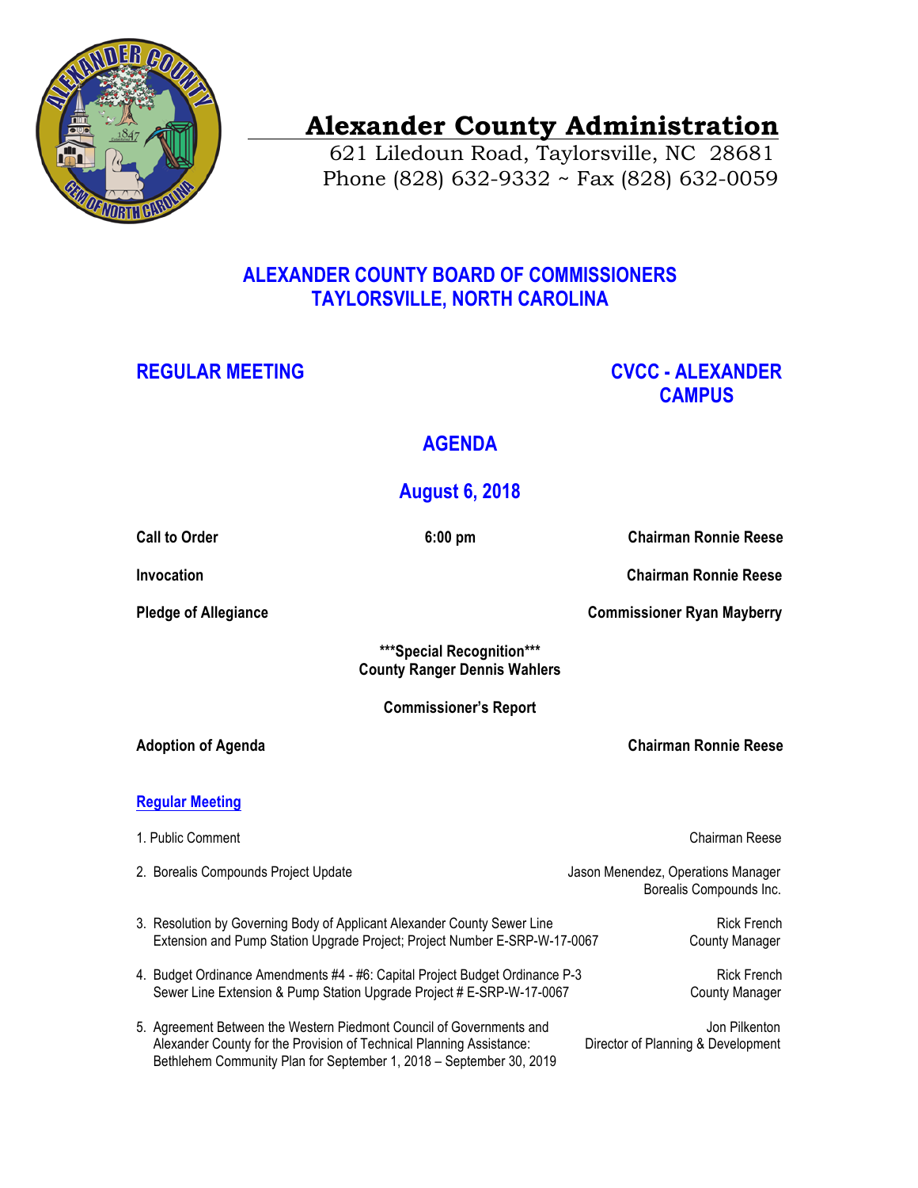# Alexander County Administration

621 Liledoun Road, Taylorsville, NC 28681
Phone (828) 632-9332 ~ Fax (828) 632-0059

## ALEXANDER COUNTY BOARD OF COMMISSIONERS
## TAYLORSVILLE, NORTH CAROLINA

**REGULAR MEETING** — **CVCC - ALEXANDER CAMPUS**

## AGENDA

## August 6, 2018

**Call to Order** — **6:00 pm** — **Chairman Ronnie Reese**

**Invocation** — **Chairman Ronnie Reese**

**Pledge of Allegiance** — **Commissioner Ryan Mayberry**

**\*\*\*Special Recognition\*\*\***
**County Ranger Dennis Wahlers**

**Commissioner's Report**

**Adoption of Agenda** — **Chairman Ronnie Reese**

### Regular Meeting

1. Public Comment — Chairman Reese

2. Borealis Compounds Project Update — Jason Menendez, Operations Manager, Borealis Compounds Inc.

3. Resolution by Governing Body of Applicant Alexander County Sewer Line Extension and Pump Station Upgrade Project; Project Number E-SRP-W-17-0067 — Rick French, County Manager

4. Budget Ordinance Amendments #4 - #6: Capital Project Budget Ordinance P-3 Sewer Line Extension & Pump Station Upgrade Project # E-SRP-W-17-0067 — Rick French, County Manager

5. Agreement Between the Western Piedmont Council of Governments and Alexander County for the Provision of Technical Planning Assistance: Bethlehem Community Plan for September 1, 2018 – September 30, 2019 — Jon Pilkenton, Director of Planning & Development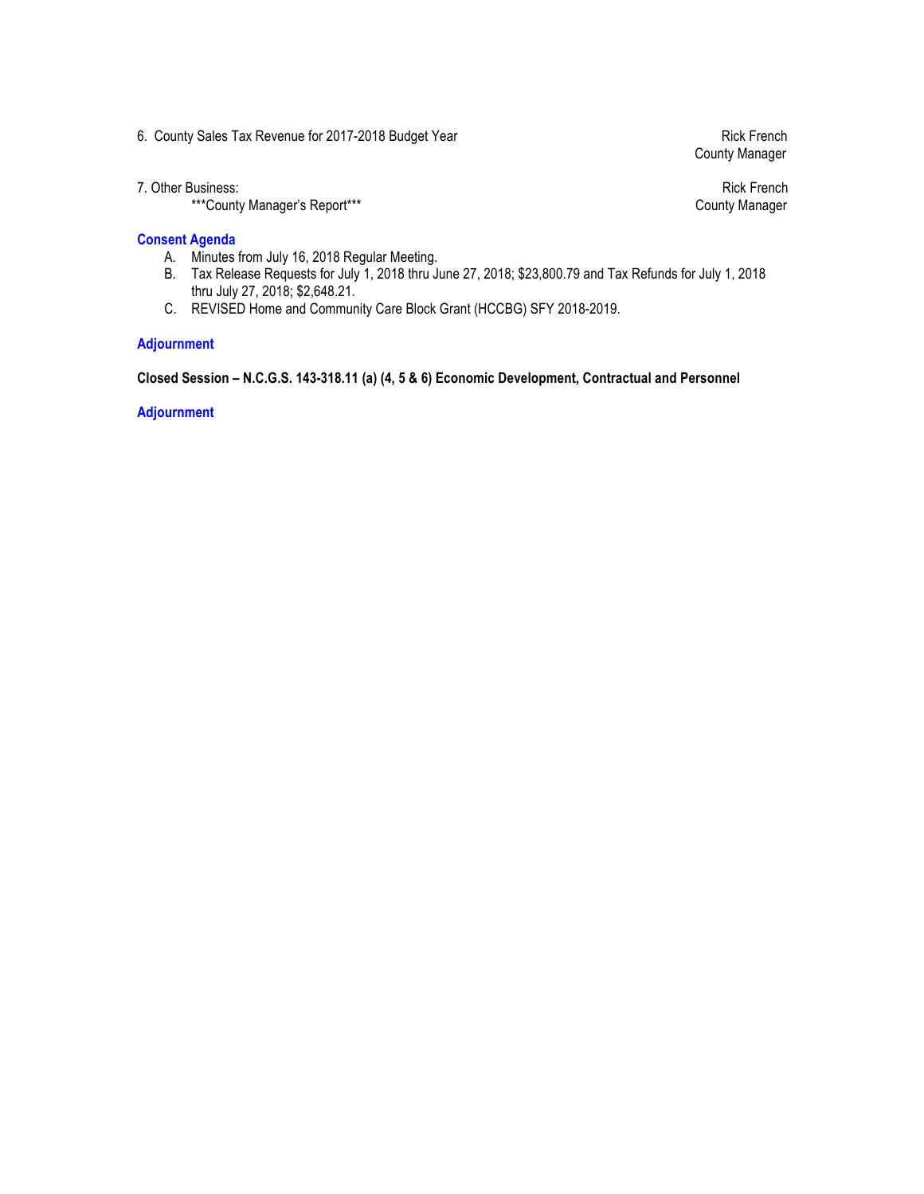6. County Sales Tax Revenue for 2017-2018 Budget Year — Rick French, County Manager

7. Other Business: — Rick French, County Manager
   ***County Manager's Report***

**Consent Agenda**

A. Minutes from July 16, 2018 Regular Meeting.
B. Tax Release Requests for July 1, 2018 thru June 27, 2018; $23,800.79 and Tax Refunds for July 1, 2018 thru July 27, 2018; $2,648.21.
C. REVISED Home and Community Care Block Grant (HCCBG) SFY 2018-2019.

**Adjournment**

**Closed Session – N.C.G.S. 143-318.11 (a) (4, 5 & 6) Economic Development, Contractual and Personnel**

**Adjournment**